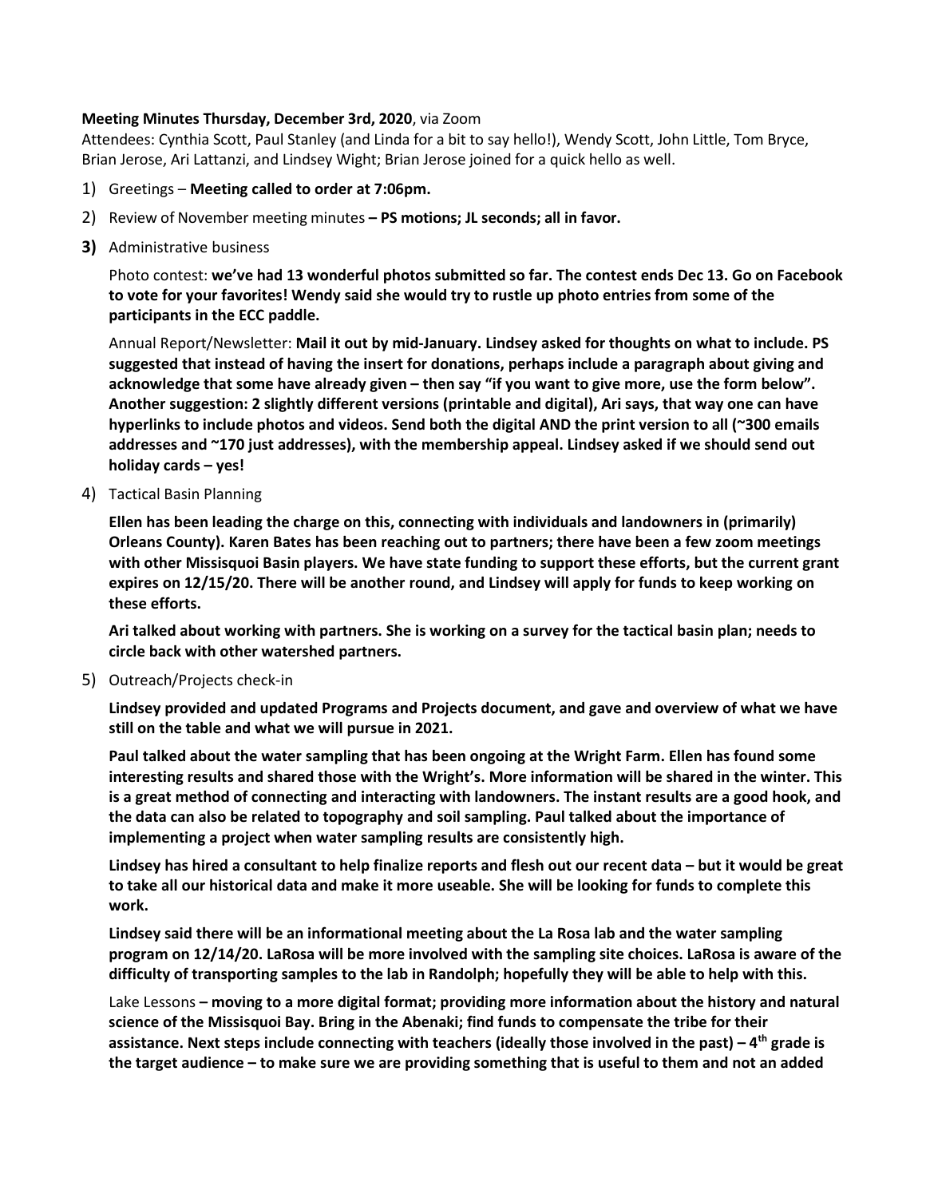**Meeting Minutes Thursday, December 3rd, 2020**, via Zoom

Attendees: Cynthia Scott, Paul Stanley (and Linda for a bit to say hello!), Wendy Scott, John Little, Tom Bryce, Brian Jerose, Ari Lattanzi, and Lindsey Wight; Brian Jerose joined for a quick hello as well.

1) Greetings – **Meeting called to order at 7:06pm.**
2) Review of November meeting minutes **– PS motions; JL seconds; all in favor.**
3) Administrative business

   Photo contest: **we've had 13 wonderful photos submitted so far. The contest ends Dec 13. Go on Facebook to vote for your favorites! Wendy said she would try to rustle up photo entries from some of the participants in the ECC paddle.**

   Annual Report/Newsletter: **Mail it out by mid-January. Lindsey asked for thoughts on what to include. PS suggested that instead of having the insert for donations, perhaps include a paragraph about giving and acknowledge that some have already given – then say "if you want to give more, use the form below". Another suggestion: 2 slightly different versions (printable and digital), Ari says, that way one can have hyperlinks to include photos and videos. Send both the digital AND the print version to all (~300 emails addresses and ~170 just addresses), with the membership appeal. Lindsey asked if we should send out holiday cards – yes!**

4) Tactical Basin Planning

   **Ellen has been leading the charge on this, connecting with individuals and landowners in (primarily) Orleans County). Karen Bates has been reaching out to partners; there have been a few zoom meetings with other Missisquoi Basin players. We have state funding to support these efforts, but the current grant expires on 12/15/20. There will be another round, and Lindsey will apply for funds to keep working on these efforts.**

   **Ari talked about working with partners. She is working on a survey for the tactical basin plan; needs to circle back with other watershed partners.**

5) Outreach/Projects check-in

   **Lindsey provided and updated Programs and Projects document, and gave and overview of what we have still on the table and what we will pursue in 2021.**

   **Paul talked about the water sampling that has been ongoing at the Wright Farm. Ellen has found some interesting results and shared those with the Wright's. More information will be shared in the winter. This is a great method of connecting and interacting with landowners. The instant results are a good hook, and the data can also be related to topography and soil sampling. Paul talked about the importance of implementing a project when water sampling results are consistently high.**

   **Lindsey has hired a consultant to help finalize reports and flesh out our recent data – but it would be great to take all our historical data and make it more useable. She will be looking for funds to complete this work.**

   **Lindsey said there will be an informational meeting about the La Rosa lab and the water sampling program on 12/14/20. LaRosa will be more involved with the sampling site choices. LaRosa is aware of the difficulty of transporting samples to the lab in Randolph; hopefully they will be able to help with this.**

   Lake Lessons **– moving to a more digital format; providing more information about the history and natural science of the Missisquoi Bay. Bring in the Abenaki; find funds to compensate the tribe for their assistance. Next steps include connecting with teachers (ideally those involved in the past) – 4th grade is the target audience – to make sure we are providing something that is useful to them and not an added**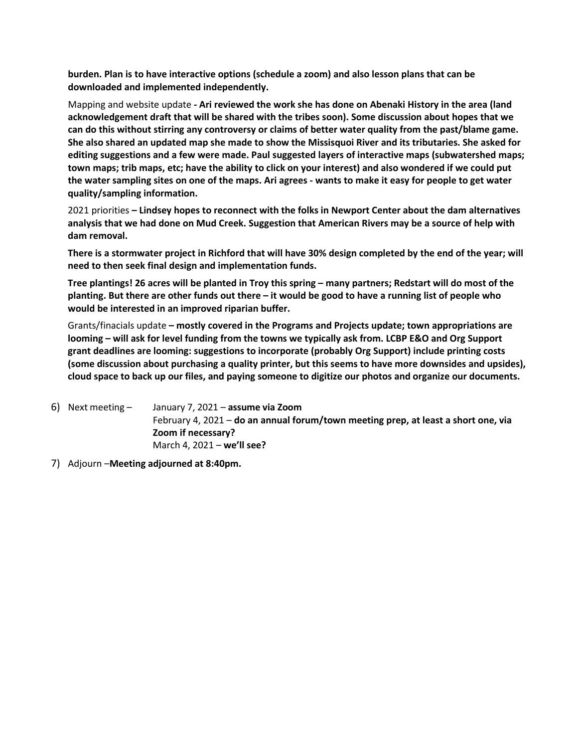**burden. Plan is to have interactive options (schedule a zoom) and also lesson plans that can be downloaded and implemented independently.**

Mapping and website update **- Ari reviewed the work she has done on Abenaki History in the area (land acknowledgement draft that will be shared with the tribes soon). Some discussion about hopes that we can do this without stirring any controversy or claims of better water quality from the past/blame game. She also shared an updated map she made to show the Missisquoi River and its tributaries. She asked for editing suggestions and a few were made. Paul suggested layers of interactive maps (subwatershed maps; town maps; trib maps, etc; have the ability to click on your interest) and also wondered if we could put the water sampling sites on one of the maps. Ari agrees - wants to make it easy for people to get water quality/sampling information.**

2021 priorities **– Lindsey hopes to reconnect with the folks in Newport Center about the dam alternatives analysis that we had done on Mud Creek. Suggestion that American Rivers may be a source of help with dam removal.**

**There is a stormwater project in Richford that will have 30% design completed by the end of the year; will need to then seek final design and implementation funds.**

**Tree plantings! 26 acres will be planted in Troy this spring – many partners; Redstart will do most of the planting. But there are other funds out there – it would be good to have a running list of people who would be interested in an improved riparian buffer.**

Grants/finacials update **– mostly covered in the Programs and Projects update; town appropriations are looming – will ask for level funding from the towns we typically ask from. LCBP E&O and Org Support grant deadlines are looming: suggestions to incorporate (probably Org Support) include printing costs (some discussion about purchasing a quality printer, but this seems to have more downsides and upsides), cloud space to back up our files, and paying someone to digitize our photos and organize our documents.**

6) Next meeting – January 7, 2021 – **assume via Zoom**
   February 4, 2021 – **do an annual forum/town meeting prep, at least a short one, via Zoom if necessary?**
   March 4, 2021 – **we'll see?**

7) Adjourn –**Meeting adjourned at 8:40pm.**